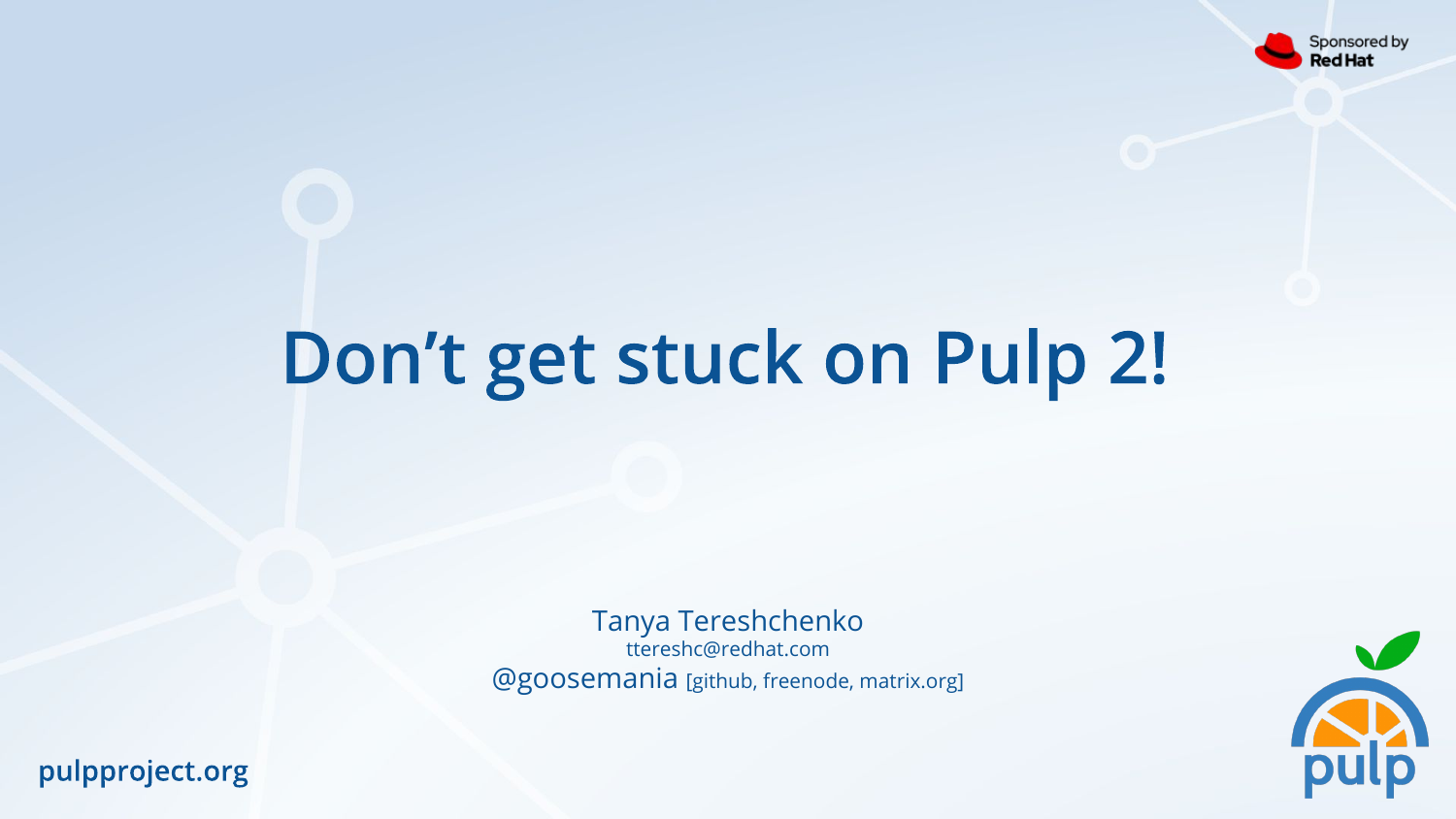Sponsored by Red Hat

# Don’t get stuck on Pulp 2!

Tanya Tereshchenko
ttereshc@redhat.com
@goosemania [github, freenode, matrix.org]

pulpproject.org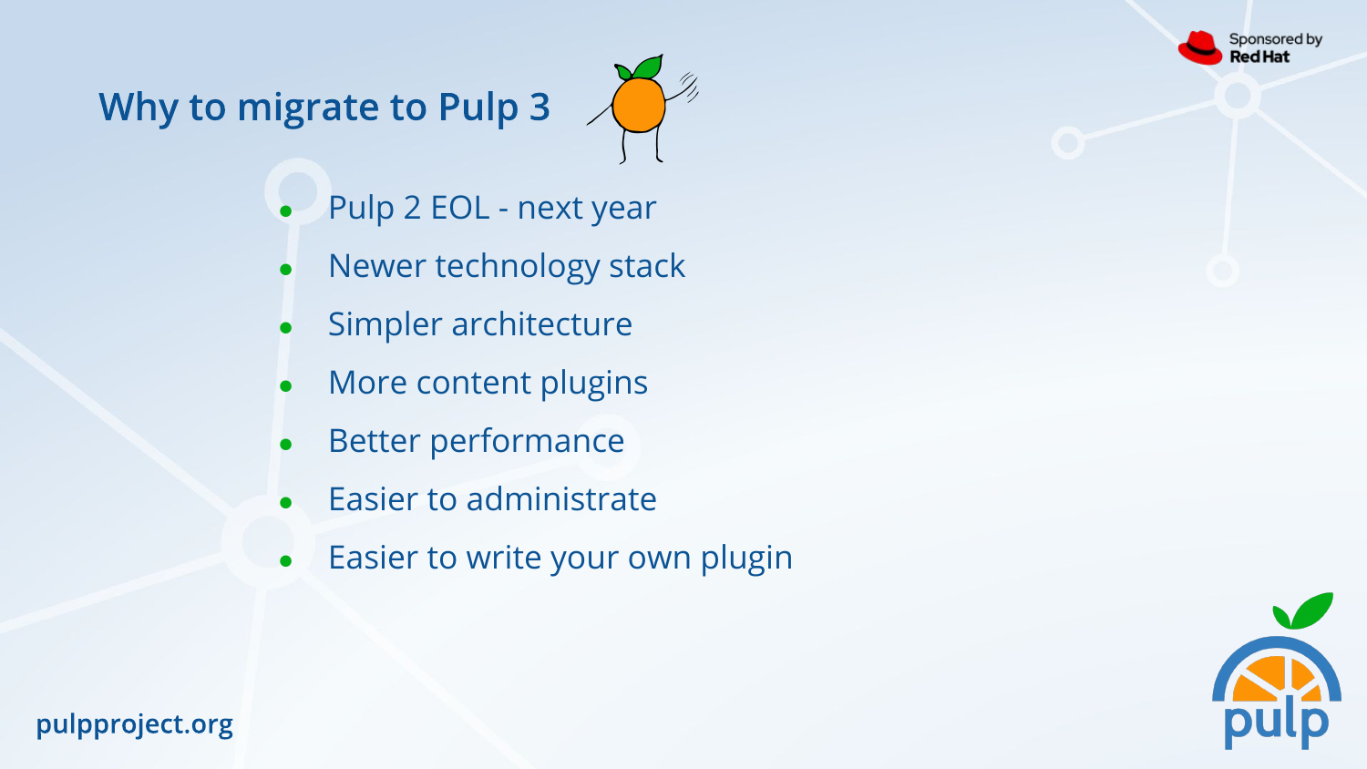## Why to migrate to Pulp 3

- Pulp 2 EOL - next year
- Newer technology stack
- Simpler architecture
- More content plugins
- Better performance
- Easier to administrate
- Easier to write your own plugin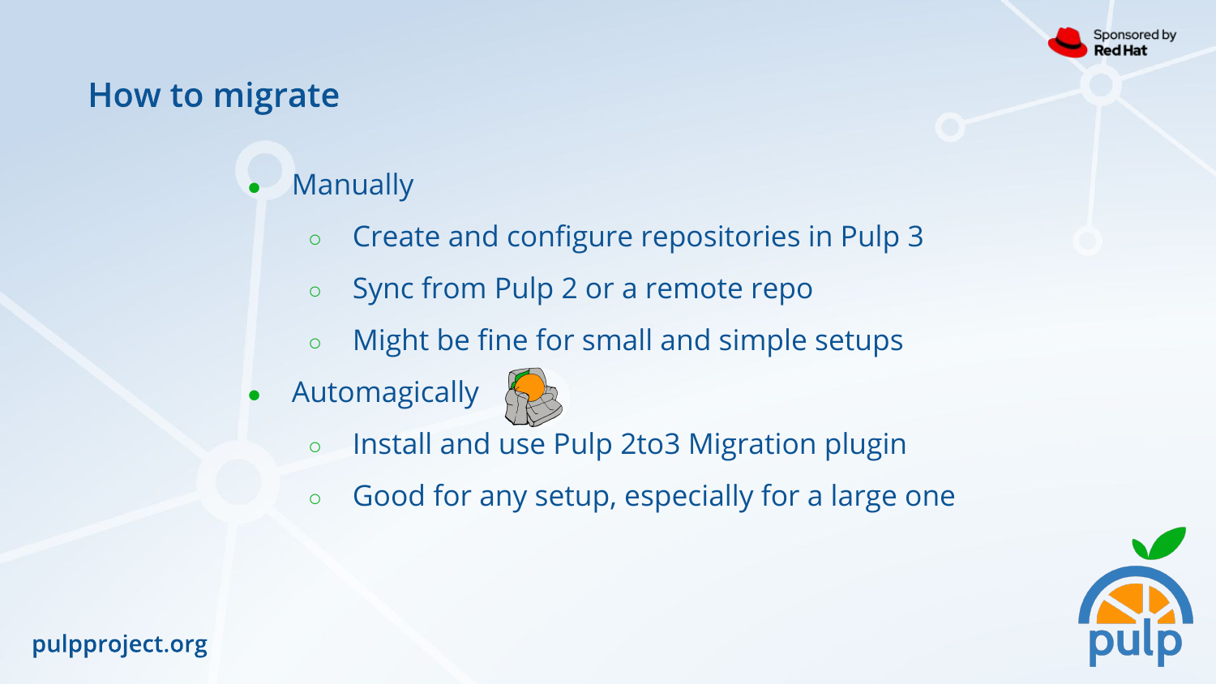## How to migrate

- Manually
  - Create and configure repositories in Pulp 3
  - Sync from Pulp 2 or a remote repo
  - Might be fine for small and simple setups
- Automagically
  - Install and use Pulp 2to3 Migration plugin
  - Good for any setup, especially for a large one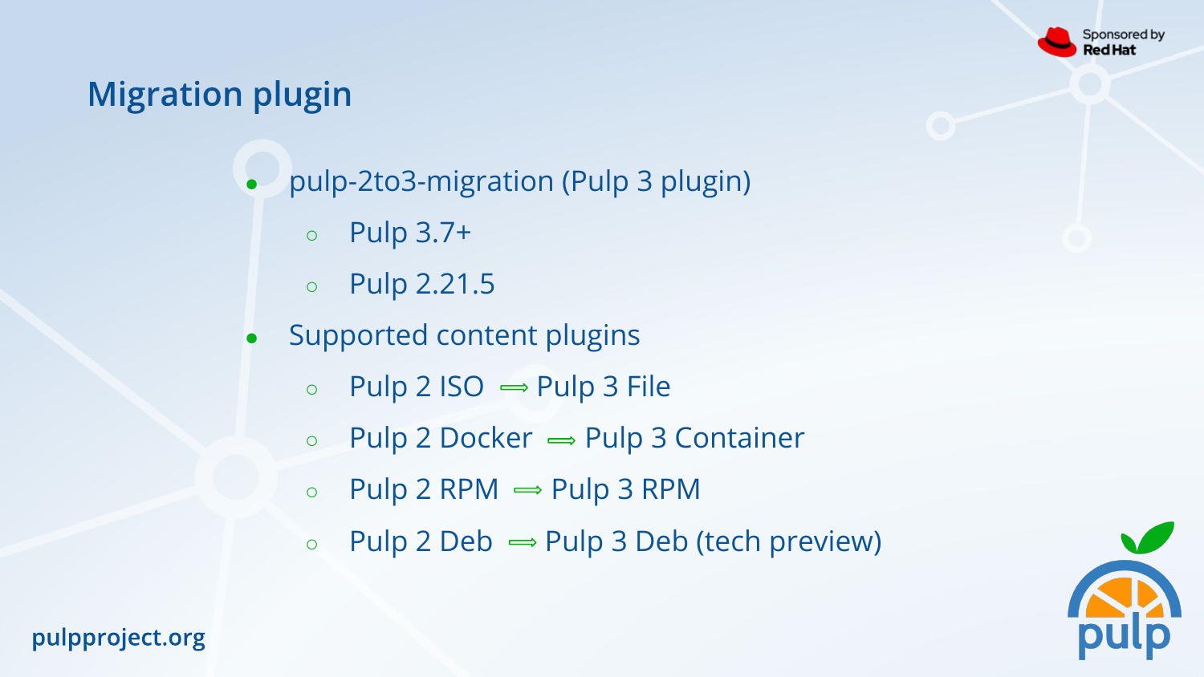# Migration plugin

- pulp-2to3-migration (Pulp 3 plugin)
  - Pulp 3.7+
  - Pulp 2.21.5
- Supported content plugins
  - Pulp 2 ISO ⟹ Pulp 3 File
  - Pulp 2 Docker ⟹ Pulp 3 Container
  - Pulp 2 RPM ⟹ Pulp 3 RPM
  - Pulp 2 Deb ⟹ Pulp 3 Deb (tech preview)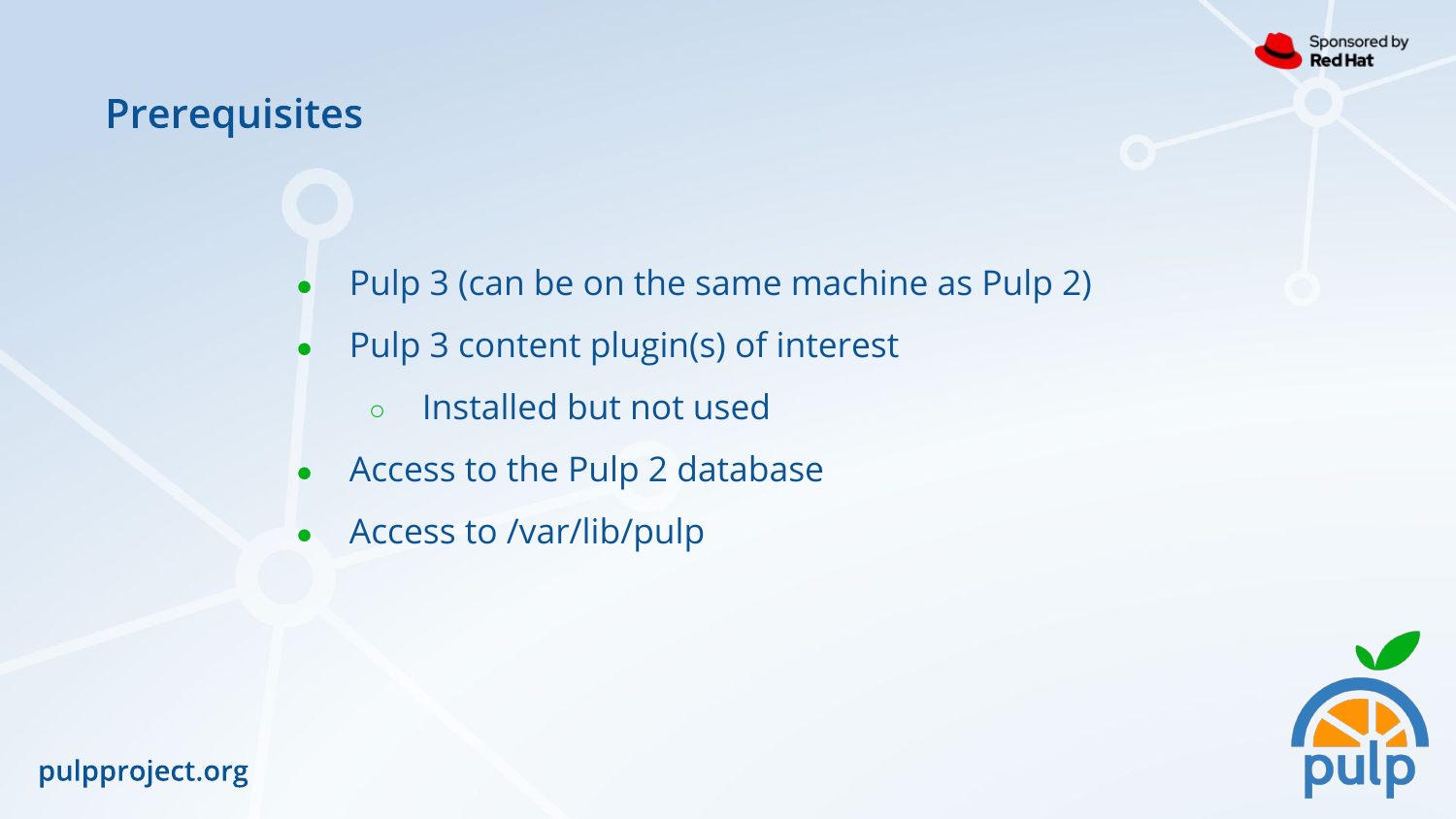## Prerequisites

- Pulp 3 (can be on the same machine as Pulp 2)
- Pulp 3 content plugin(s) of interest
  - Installed but not used
- Access to the Pulp 2 database
- Access to /var/lib/pulp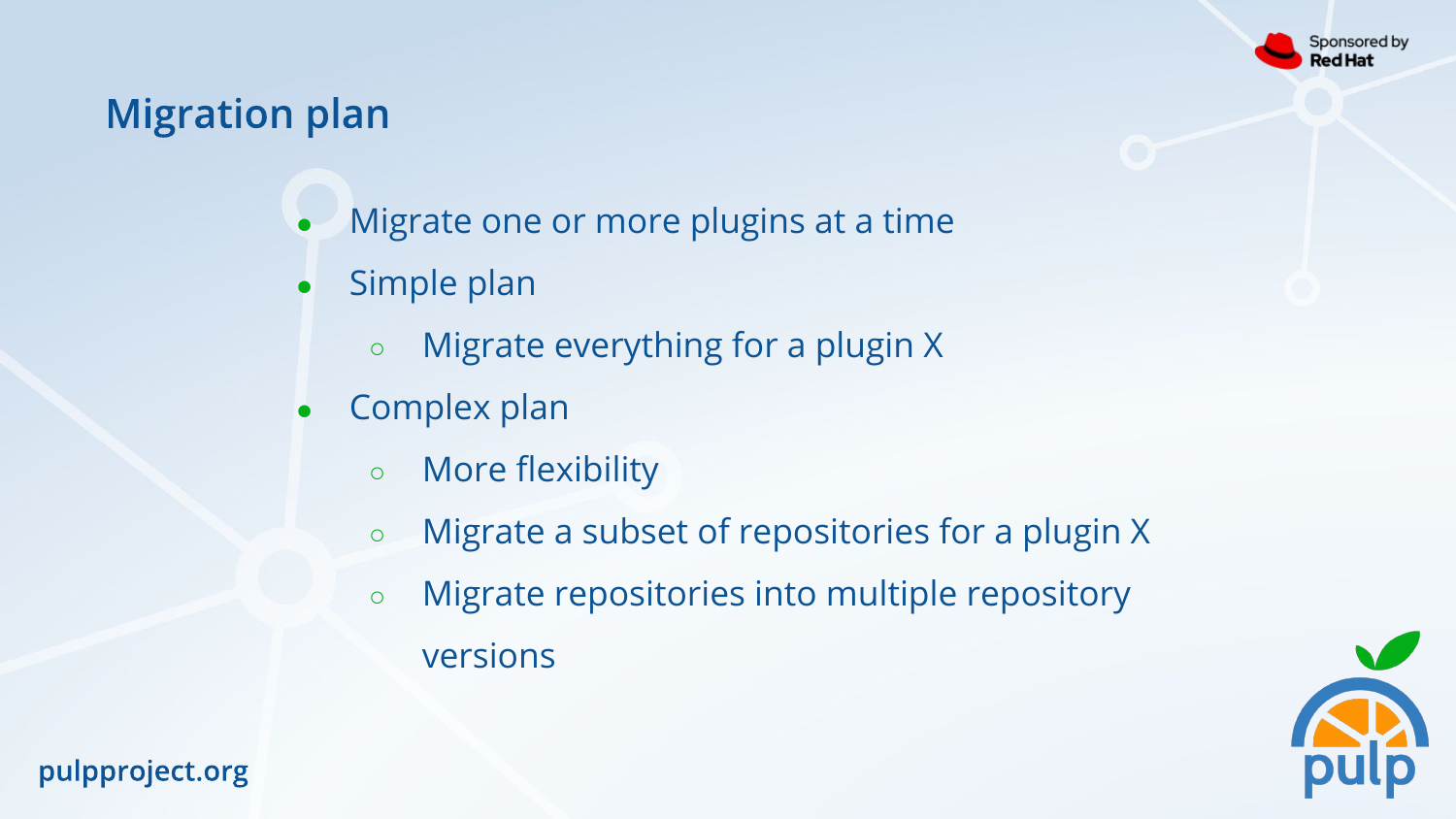# Migration plan

- Migrate one or more plugins at a time
- Simple plan
  - Migrate everything for a plugin X
- Complex plan
  - More flexibility
  - Migrate a subset of repositories for a plugin X
  - Migrate repositories into multiple repository versions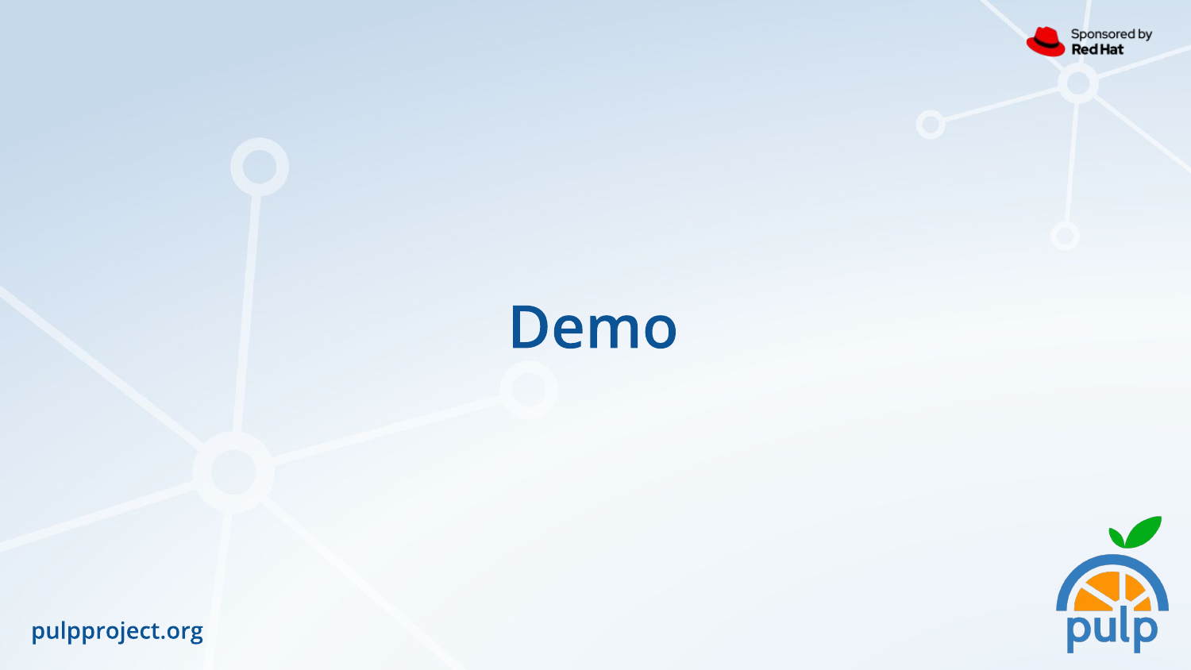# Demo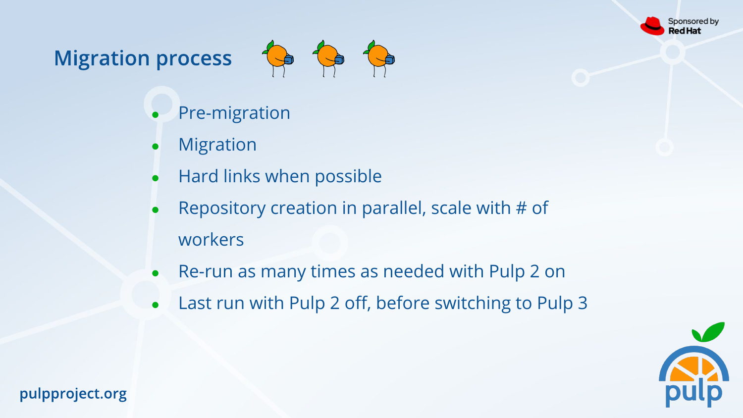# Migration process

- Pre-migration
- Migration
- Hard links when possible
- Repository creation in parallel, scale with # of workers
- Re-run as many times as needed with Pulp 2 on
- Last run with Pulp 2 off, before switching to Pulp 3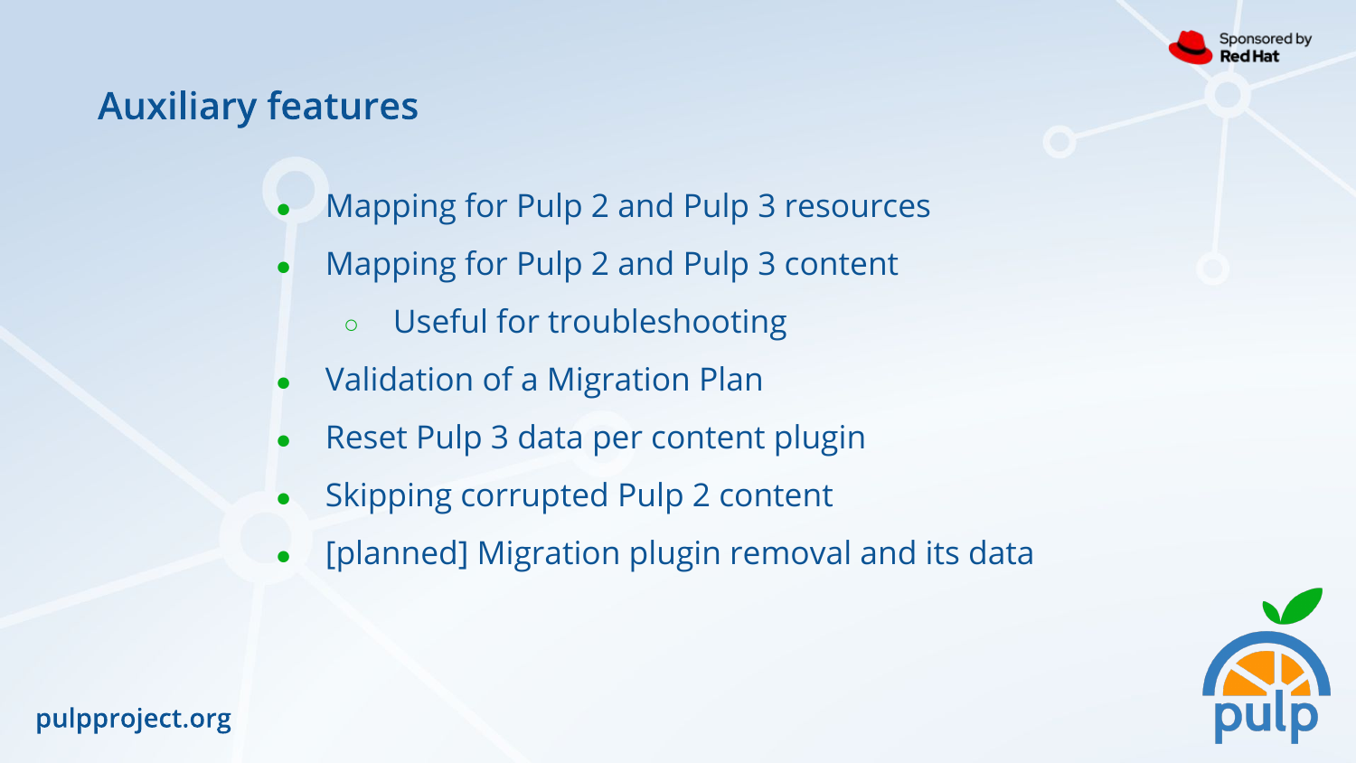## Auxiliary features

- Mapping for Pulp 2 and Pulp 3 resources
- Mapping for Pulp 2 and Pulp 3 content
  - Useful for troubleshooting
- Validation of a Migration Plan
- Reset Pulp 3 data per content plugin
- Skipping corrupted Pulp 2 content
- [planned] Migration plugin removal and its data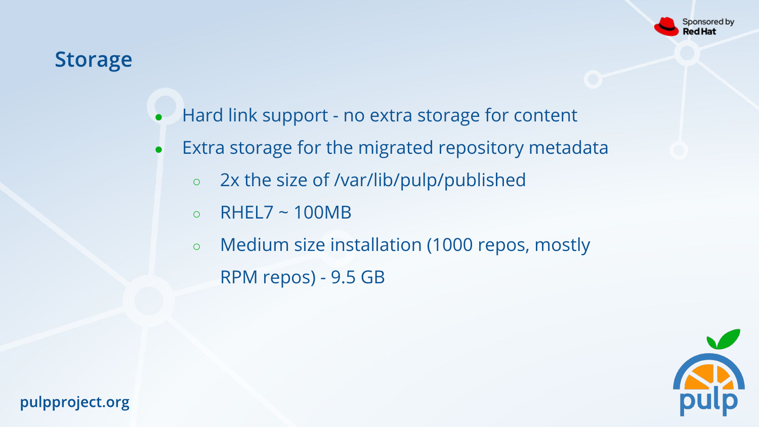## Storage

- Hard link support - no extra storage for content
- Extra storage for the migrated repository metadata
  - 2x the size of /var/lib/pulp/published
  - RHEL7 ~ 100MB
  - Medium size installation (1000 repos, mostly RPM repos) - 9.5 GB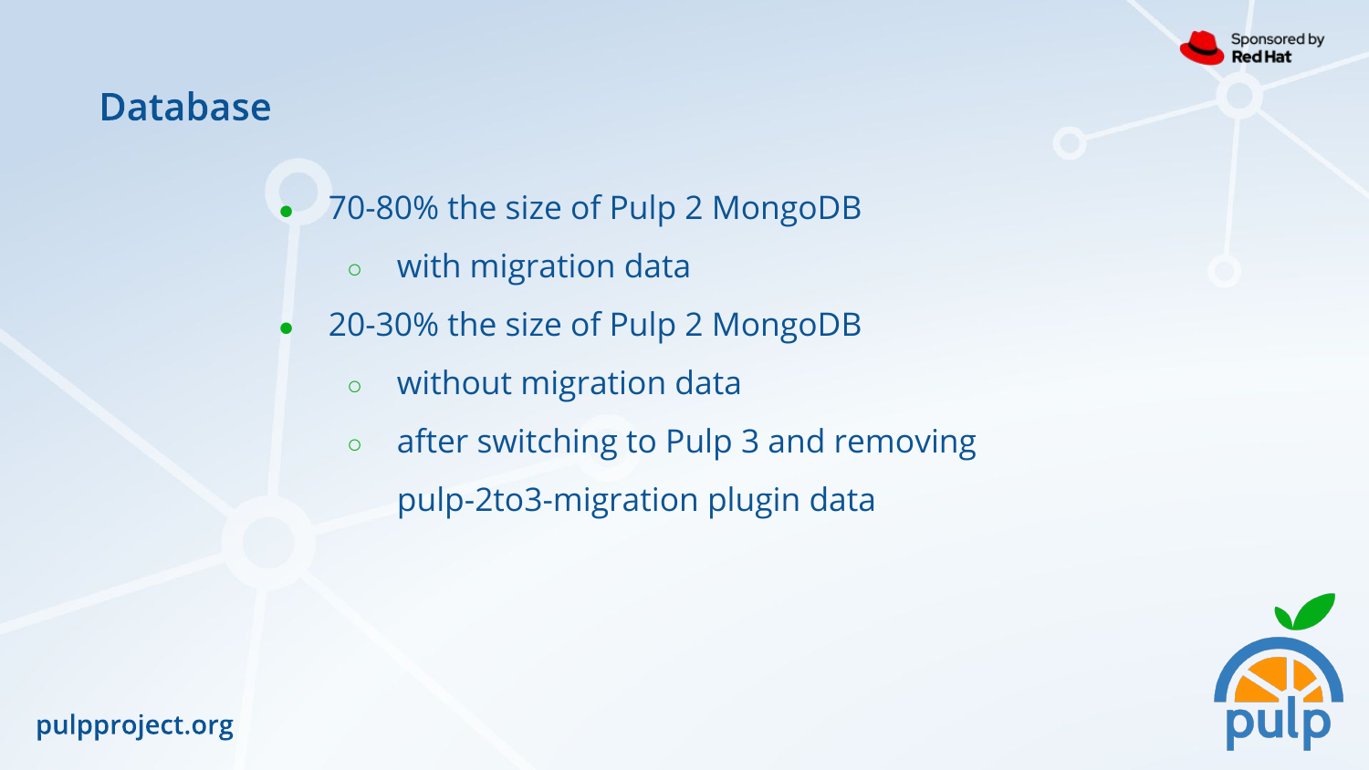# Database

- 70-80% the size of Pulp 2 MongoDB
  - with migration data
- 20-30% the size of Pulp 2 MongoDB
  - without migration data
  - after switching to Pulp 3 and removing pulp-2to3-migration plugin data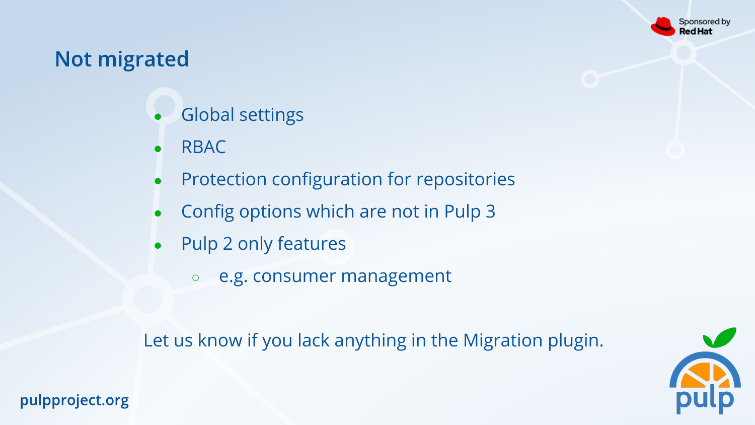# Not migrated

- Global settings
- RBAC
- Protection configuration for repositories
- Config options which are not in Pulp 3
- Pulp 2 only features
  - e.g. consumer management

Let us know if you lack anything in the Migration plugin.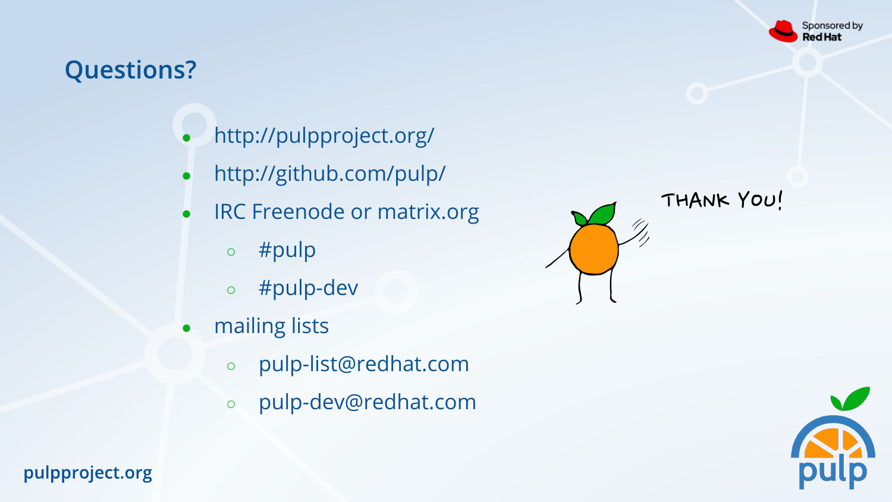## Questions?

- http://pulpproject.org/
- http://github.com/pulp/
- IRC Freenode or matrix.org
  - #pulp
  - #pulp-dev
- mailing lists
  - pulp-list@redhat.com
  - pulp-dev@redhat.com

THANK YOU!